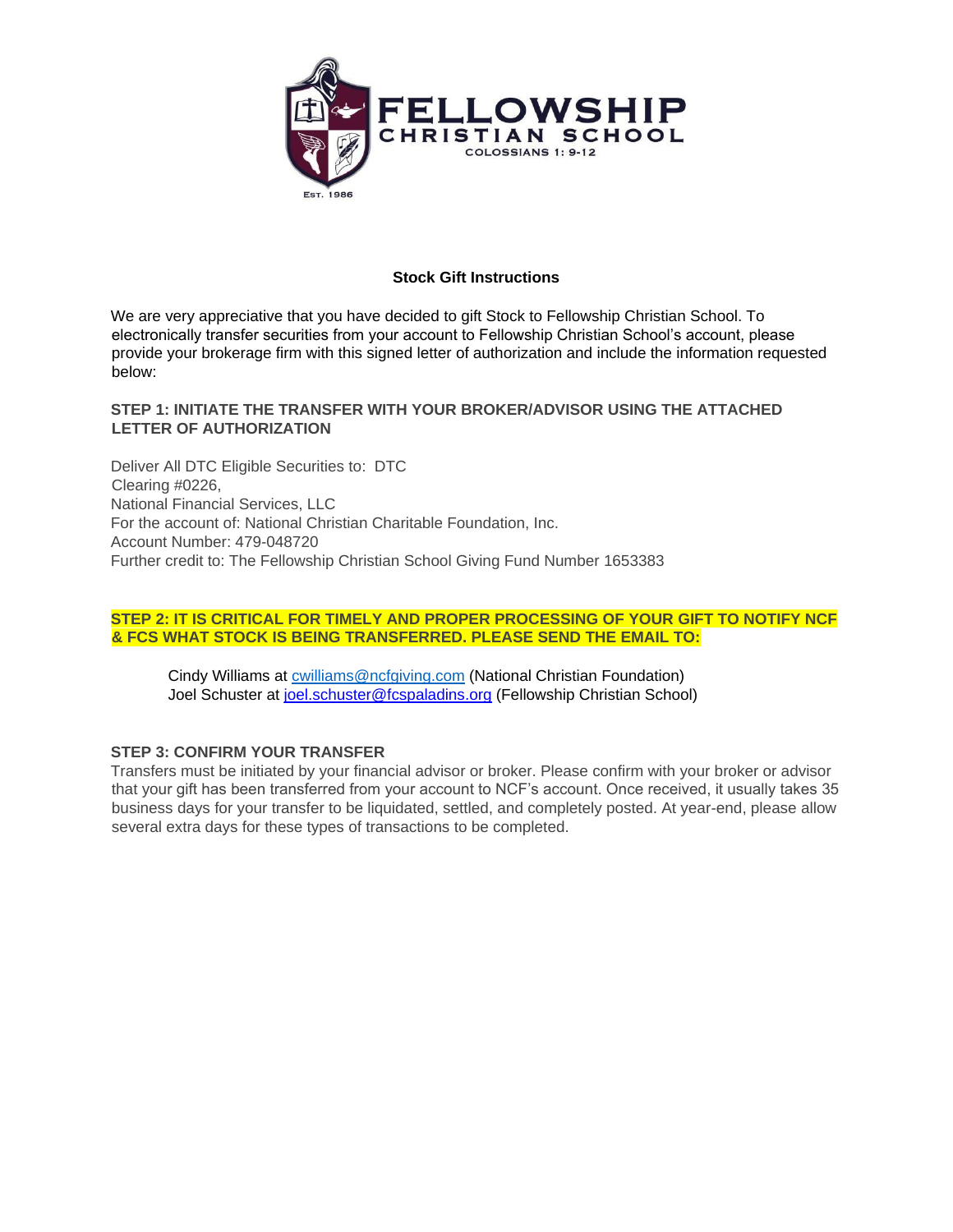# FELLOWSHIP CHRISTIAN SCHOOL

COLOSSIANS 1: 9-12

EST. 1986

## Stock Gift Instructions

We are very appreciative that you have decided to gift Stock to Fellowship Christian School. To electronically transfer securities from your account to Fellowship Christian School's account, please provide your brokerage firm with this signed letter of authorization and include the information requested below:

### STEP 1: INITIATE THE TRANSFER WITH YOUR BROKER/ADVISOR USING THE ATTACHED LETTER OF AUTHORIZATION

Deliver All DTC Eligible Securities to: DTC
Clearing #0226,
National Financial Services, LLC
For the account of: National Christian Charitable Foundation, Inc.
Account Number: 479-048720
Further credit to: The Fellowship Christian School Giving Fund Number 1653383

### STEP 2: IT IS CRITICAL FOR TIMELY AND PROPER PROCESSING OF YOUR GIFT TO NOTIFY NCF & FCS WHAT STOCK IS BEING TRANSFERRED. PLEASE SEND THE EMAIL TO:

Cindy Williams at cwilliams@ncfgiving.com (National Christian Foundation)
Joel Schuster at joel.schuster@fcspaladins.org (Fellowship Christian School)

### STEP 3: CONFIRM YOUR TRANSFER

Transfers must be initiated by your financial advisor or broker. Please confirm with your broker or advisor that your gift has been transferred from your account to NCF's account. Once received, it usually takes 35 business days for your transfer to be liquidated, settled, and completely posted. At year-end, please allow several extra days for these types of transactions to be completed.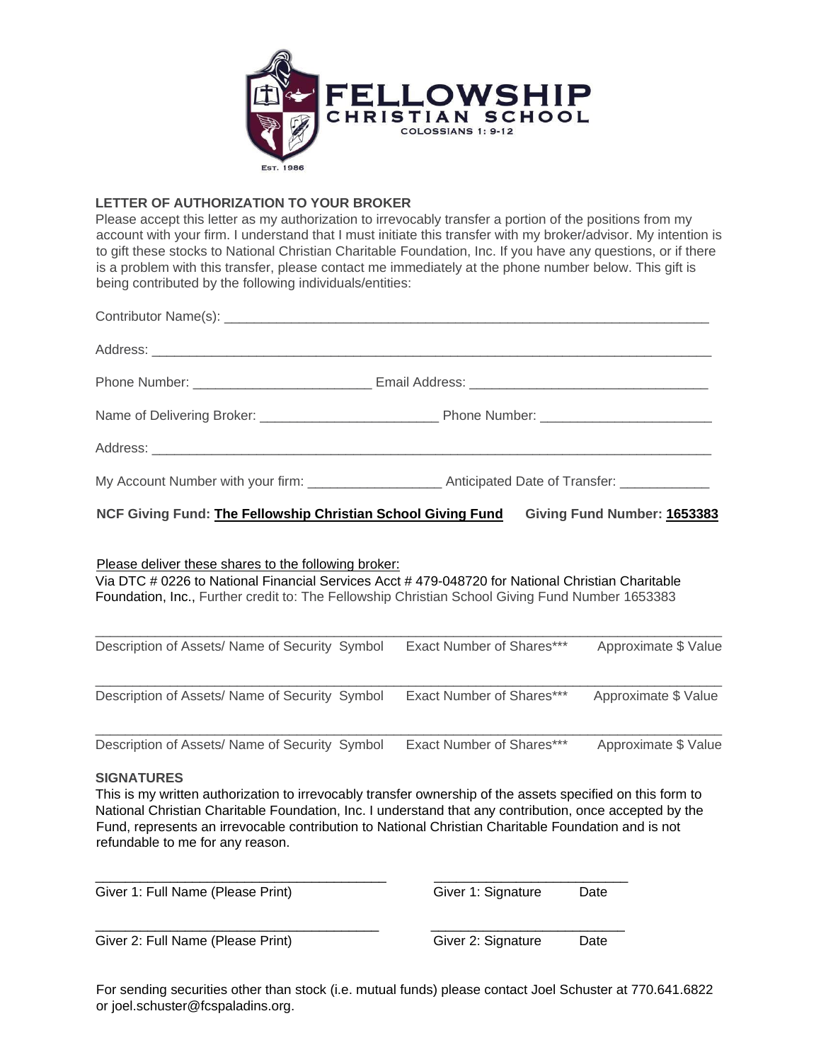FELLOWSHIP CHRISTIAN SCHOOL

COLOSSIANS 1: 9-12

EST. 1986

**LETTER OF AUTHORIZATION TO YOUR BROKER**

Please accept this letter as my authorization to irrevocably transfer a portion of the positions from my account with your firm. I understand that I must initiate this transfer with my broker/advisor. My intention is to gift these stocks to National Christian Charitable Foundation, Inc. If you have any questions, or if there is a problem with this transfer, please contact me immediately at the phone number below. This gift is being contributed by the following individuals/entities:

Contributor Name(s): ____________________________________________________________

Address: ______________________________________________________________________

Phone Number: ________________________ Email Address: ________________________________

Name of Delivering Broker: ________________________ Phone Number: _______________________

Address: ______________________________________________________________________

My Account Number with your firm: __________________ Anticipated Date of Transfer: ____________

**NCF Giving Fund: The Fellowship Christian School Giving Fund     Giving Fund Number: 1653383**

Please deliver these shares to the following broker:

Via DTC # 0226 to National Financial Services Acct # 479-048720 for National Christian Charitable Foundation, Inc., Further credit to: The Fellowship Christian School Giving Fund Number 1653383

| Description of Assets/ Name of Security | Symbol | Exact Number of Shares*** | Approximate $ Value |
| --- | --- | --- | --- |
| | | | |
| | | | |
| | | | |

**SIGNATURES**

This is my written authorization to irrevocably transfer ownership of the assets specified on this form to National Christian Charitable Foundation, Inc. I understand that any contribution, once accepted by the Fund, represents an irrevocable contribution to National Christian Charitable Foundation and is not refundable to me for any reason.

______________________________________     __________________________

Giver 1: Full Name (Please Print)     Giver 1: Signature     Date

______________________________________     __________________________

Giver 2: Full Name (Please Print)     Giver 2: Signature     Date

For sending securities other than stock (i.e. mutual funds) please contact Joel Schuster at 770.641.6822 or joel.schuster@fcspaladins.org.